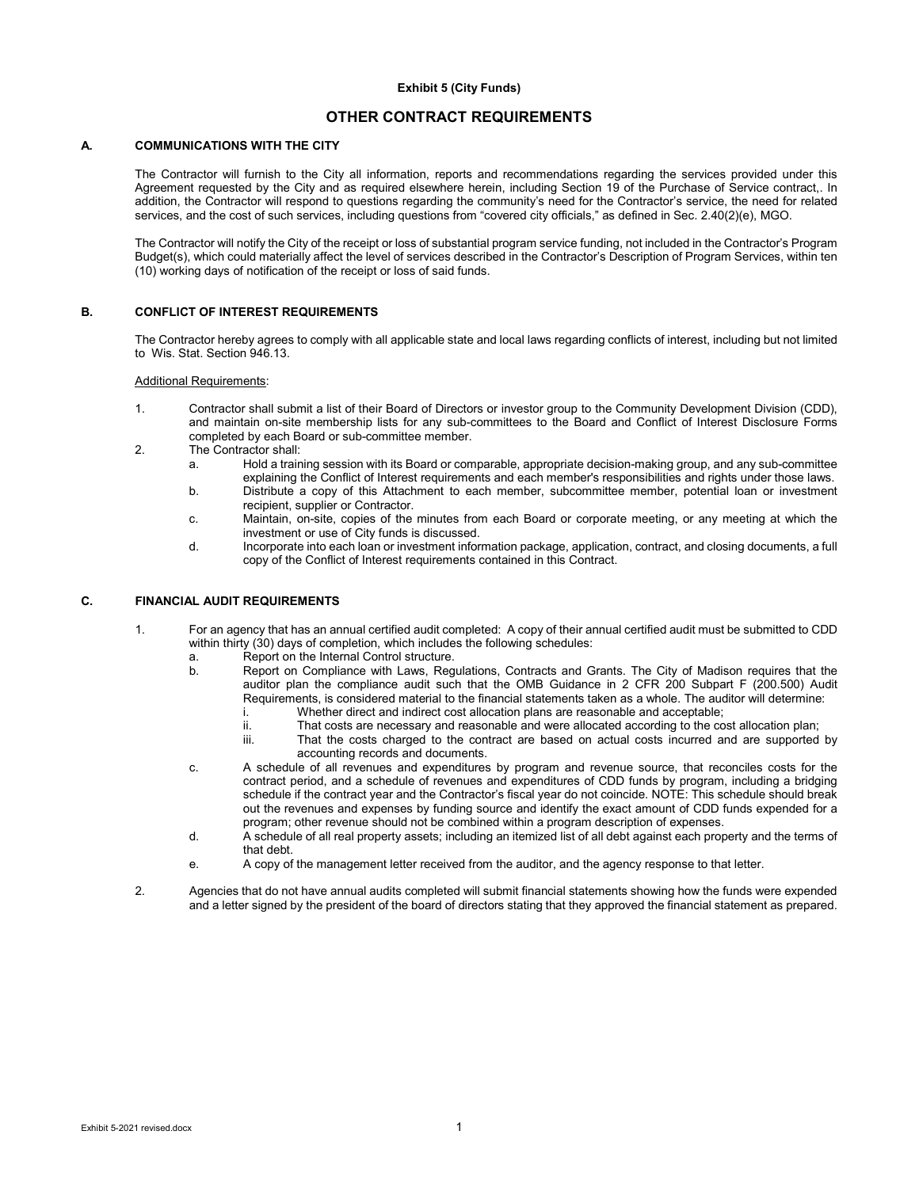**Exhibit 5 (City Funds)**

# OTHER CONTRACT REQUIREMENTS

## A. COMMUNICATIONS WITH THE CITY

The Contractor will furnish to the City all information, reports and recommendations regarding the services provided under this Agreement requested by the City and as required elsewhere herein, including Section 19 of the Purchase of Service contract,. In addition, the Contractor will respond to questions regarding the community's need for the Contractor's service, the need for related services, and the cost of such services, including questions from "covered city officials," as defined in Sec. 2.40(2)(e), MGO.

The Contractor will notify the City of the receipt or loss of substantial program service funding, not included in the Contractor's Program Budget(s), which could materially affect the level of services described in the Contractor's Description of Program Services, within ten (10) working days of notification of the receipt or loss of said funds.

## B. CONFLICT OF INTEREST REQUIREMENTS

The Contractor hereby agrees to comply with all applicable state and local laws regarding conflicts of interest, including but not limited to Wis. Stat. Section 946.13.

Additional Requirements:

1. Contractor shall submit a list of their Board of Directors or investor group to the Community Development Division (CDD), and maintain on-site membership lists for any sub-committees to the Board and Conflict of Interest Disclosure Forms completed by each Board or sub-committee member.
2. The Contractor shall:
   a. Hold a training session with its Board or comparable, appropriate decision-making group, and any sub-committee explaining the Conflict of Interest requirements and each member's responsibilities and rights under those laws.
   b. Distribute a copy of this Attachment to each member, subcommittee member, potential loan or investment recipient, supplier or Contractor.
   c. Maintain, on-site, copies of the minutes from each Board or corporate meeting, or any meeting at which the investment or use of City funds is discussed.
   d. Incorporate into each loan or investment information package, application, contract, and closing documents, a full copy of the Conflict of Interest requirements contained in this Contract.

## C. FINANCIAL AUDIT REQUIREMENTS

1. For an agency that has an annual certified audit completed: A copy of their annual certified audit must be submitted to CDD within thirty (30) days of completion, which includes the following schedules:
   a. Report on the Internal Control structure.
   b. Report on Compliance with Laws, Regulations, Contracts and Grants. The City of Madison requires that the auditor plan the compliance audit such that the OMB Guidance in 2 CFR 200 Subpart F (200.500) Audit Requirements, is considered material to the financial statements taken as a whole. The auditor will determine:
      i. Whether direct and indirect cost allocation plans are reasonable and acceptable;
      ii. That costs are necessary and reasonable and were allocated according to the cost allocation plan;
      iii. That the costs charged to the contract are based on actual costs incurred and are supported by accounting records and documents.
   c. A schedule of all revenues and expenditures by program and revenue source, that reconciles costs for the contract period, and a schedule of revenues and expenditures of CDD funds by program, including a bridging schedule if the contract year and the Contractor's fiscal year do not coincide. NOTE: This schedule should break out the revenues and expenses by funding source and identify the exact amount of CDD funds expended for a program; other revenue should not be combined within a program description of expenses.
   d. A schedule of all real property assets; including an itemized list of all debt against each property and the terms of that debt.
   e. A copy of the management letter received from the auditor, and the agency response to that letter.

2. Agencies that do not have annual audits completed will submit financial statements showing how the funds were expended and a letter signed by the president of the board of directors stating that they approved the financial statement as prepared.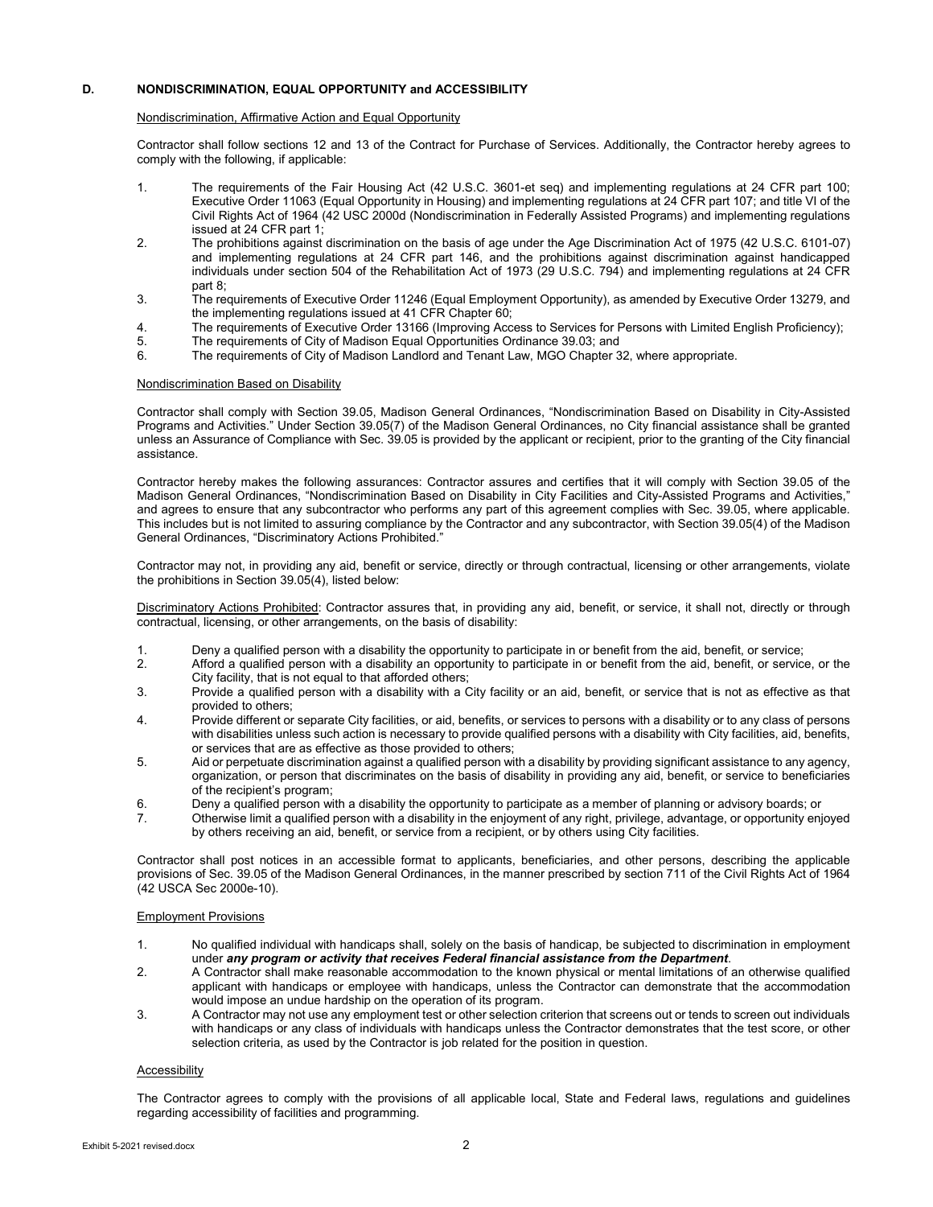## D. NONDISCRIMINATION, EQUAL OPPORTUNITY and ACCESSIBILITY

Nondiscrimination, Affirmative Action and Equal Opportunity

Contractor shall follow sections 12 and 13 of the Contract for Purchase of Services. Additionally, the Contractor hereby agrees to comply with the following, if applicable:

1. The requirements of the Fair Housing Act (42 U.S.C. 3601-et seq) and implementing regulations at 24 CFR part 100; Executive Order 11063 (Equal Opportunity in Housing) and implementing regulations at 24 CFR part 107; and title VI of the Civil Rights Act of 1964 (42 USC 2000d (Nondiscrimination in Federally Assisted Programs) and implementing regulations issued at 24 CFR part 1;
2. The prohibitions against discrimination on the basis of age under the Age Discrimination Act of 1975 (42 U.S.C. 6101-07) and implementing regulations at 24 CFR part 146, and the prohibitions against discrimination against handicapped individuals under section 504 of the Rehabilitation Act of 1973 (29 U.S.C. 794) and implementing regulations at 24 CFR part 8;
3. The requirements of Executive Order 11246 (Equal Employment Opportunity), as amended by Executive Order 13279, and the implementing regulations issued at 41 CFR Chapter 60;
4. The requirements of Executive Order 13166 (Improving Access to Services for Persons with Limited English Proficiency);
5. The requirements of City of Madison Equal Opportunities Ordinance 39.03; and
6. The requirements of City of Madison Landlord and Tenant Law, MGO Chapter 32, where appropriate.

Nondiscrimination Based on Disability

Contractor shall comply with Section 39.05, Madison General Ordinances, "Nondiscrimination Based on Disability in City-Assisted Programs and Activities." Under Section 39.05(7) of the Madison General Ordinances, no City financial assistance shall be granted unless an Assurance of Compliance with Sec. 39.05 is provided by the applicant or recipient, prior to the granting of the City financial assistance.

Contractor hereby makes the following assurances: Contractor assures and certifies that it will comply with Section 39.05 of the Madison General Ordinances, "Nondiscrimination Based on Disability in City Facilities and City-Assisted Programs and Activities," and agrees to ensure that any subcontractor who performs any part of this agreement complies with Sec. 39.05, where applicable. This includes but is not limited to assuring compliance by the Contractor and any subcontractor, with Section 39.05(4) of the Madison General Ordinances, "Discriminatory Actions Prohibited."

Contractor may not, in providing any aid, benefit or service, directly or through contractual, licensing or other arrangements, violate the prohibitions in Section 39.05(4), listed below:

Discriminatory Actions Prohibited: Contractor assures that, in providing any aid, benefit, or service, it shall not, directly or through contractual, licensing, or other arrangements, on the basis of disability:

1. Deny a qualified person with a disability the opportunity to participate in or benefit from the aid, benefit, or service;
2. Afford a qualified person with a disability an opportunity to participate in or benefit from the aid, benefit, or service, or the City facility, that is not equal to that afforded others;
3. Provide a qualified person with a disability with a City facility or an aid, benefit, or service that is not as effective as that provided to others;
4. Provide different or separate City facilities, or aid, benefits, or services to persons with a disability or to any class of persons with disabilities unless such action is necessary to provide qualified persons with a disability with City facilities, aid, benefits, or services that are as effective as those provided to others;
5. Aid or perpetuate discrimination against a qualified person with a disability by providing significant assistance to any agency, organization, or person that discriminates on the basis of disability in providing any aid, benefit, or service to beneficiaries of the recipient's program;
6. Deny a qualified person with a disability the opportunity to participate as a member of planning or advisory boards; or
7. Otherwise limit a qualified person with a disability in the enjoyment of any right, privilege, advantage, or opportunity enjoyed by others receiving an aid, benefit, or service from a recipient, or by others using City facilities.

Contractor shall post notices in an accessible format to applicants, beneficiaries, and other persons, describing the applicable provisions of Sec. 39.05 of the Madison General Ordinances, in the manner prescribed by section 711 of the Civil Rights Act of 1964 (42 USCA Sec 2000e-10).

Employment Provisions

1. No qualified individual with handicaps shall, solely on the basis of handicap, be subjected to discrimination in employment under ***any program or activity that receives Federal financial assistance from the Department***.
2. A Contractor shall make reasonable accommodation to the known physical or mental limitations of an otherwise qualified applicant with handicaps or employee with handicaps, unless the Contractor can demonstrate that the accommodation would impose an undue hardship on the operation of its program.
3. A Contractor may not use any employment test or other selection criterion that screens out or tends to screen out individuals with handicaps or any class of individuals with handicaps unless the Contractor demonstrates that the test score, or other selection criteria, as used by the Contractor is job related for the position in question.

Accessibility

The Contractor agrees to comply with the provisions of all applicable local, State and Federal laws, regulations and guidelines regarding accessibility of facilities and programming.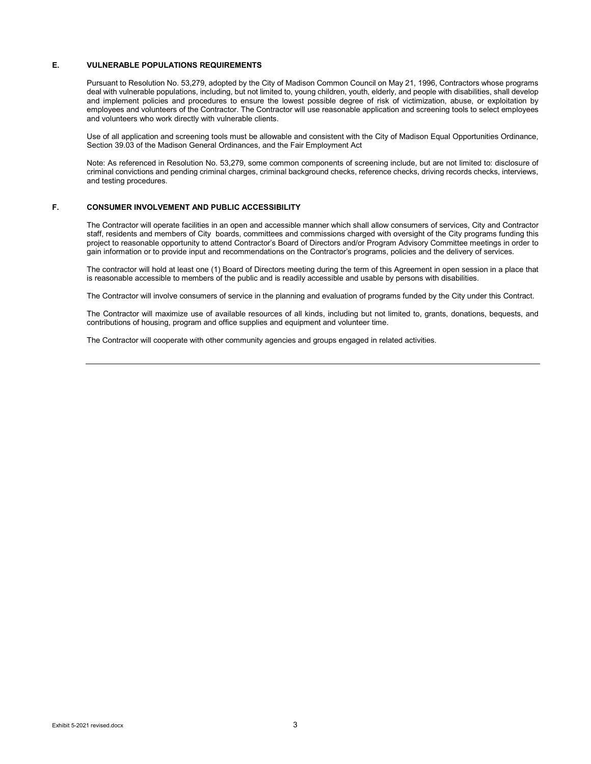## E. VULNERABLE POPULATIONS REQUIREMENTS

Pursuant to Resolution No. 53,279, adopted by the City of Madison Common Council on May 21, 1996, Contractors whose programs deal with vulnerable populations, including, but not limited to, young children, youth, elderly, and people with disabilities, shall develop and implement policies and procedures to ensure the lowest possible degree of risk of victimization, abuse, or exploitation by employees and volunteers of the Contractor. The Contractor will use reasonable application and screening tools to select employees and volunteers who work directly with vulnerable clients.

Use of all application and screening tools must be allowable and consistent with the City of Madison Equal Opportunities Ordinance, Section 39.03 of the Madison General Ordinances, and the Fair Employment Act

Note: As referenced in Resolution No. 53,279, some common components of screening include, but are not limited to: disclosure of criminal convictions and pending criminal charges, criminal background checks, reference checks, driving records checks, interviews, and testing procedures.

## F. CONSUMER INVOLVEMENT AND PUBLIC ACCESSIBILITY

The Contractor will operate facilities in an open and accessible manner which shall allow consumers of services, City and Contractor staff, residents and members of City boards, committees and commissions charged with oversight of the City programs funding this project to reasonable opportunity to attend Contractor's Board of Directors and/or Program Advisory Committee meetings in order to gain information or to provide input and recommendations on the Contractor's programs, policies and the delivery of services.

The contractor will hold at least one (1) Board of Directors meeting during the term of this Agreement in open session in a place that is reasonable accessible to members of the public and is readily accessible and usable by persons with disabilities.

The Contractor will involve consumers of service in the planning and evaluation of programs funded by the City under this Contract.

The Contractor will maximize use of available resources of all kinds, including but not limited to, grants, donations, bequests, and contributions of housing, program and office supplies and equipment and volunteer time.

The Contractor will cooperate with other community agencies and groups engaged in related activities.

---